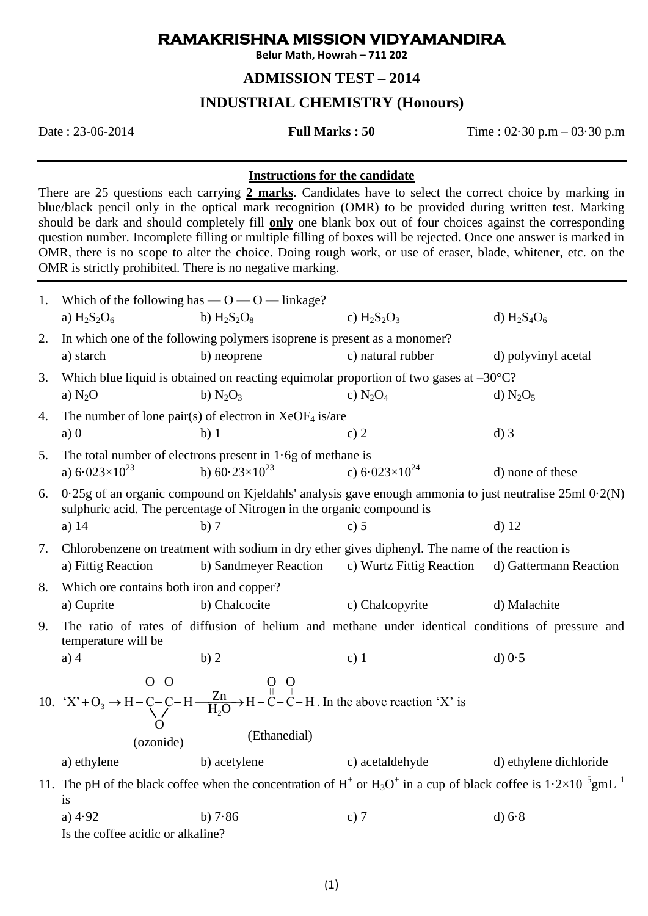# RAMAKRISHNA MISSION VIDYAMANDIRA

**Belur Math, Howrah – 711 202**

## ADMISSION TEST – 2014

## INDUSTRIAL CHEMISTRY (Honours)

Date : 23-06-2014 **Full Marks : 50** Time : 02·30 p.m – 03·30 p.m

---

**Instructions for the candidate**

There are 25 questions each carrying **2 marks**. Candidates have to select the correct choice by marking in blue/black pencil only in the optical mark recognition (OMR) to be provided during written test. Marking should be dark and should completely fill **only** one blank box out of four choices against the corresponding question number. Incomplete filling or multiple filling of boxes will be rejected. Once one answer is marked in OMR, there is no scope to alter the choice. Doing rough work, or use of eraser, blade, whitener, etc. on the OMR is strictly prohibited. There is no negative marking.

---

1. Which of the following has — O — O — linkage?
   a) $H_2S_2O_6$ b) $H_2S_2O_8$ c) $H_2S_2O_3$ d) $H_2S_4O_6$

2. In which one of the following polymers isoprene is present as a monomer?
   a) starch b) neoprene c) natural rubber d) polyvinyl acetal

3. Which blue liquid is obtained on reacting equimolar proportion of two gases at –30°C?
   a) $N_2O$ b) $N_2O_3$ c) $N_2O_4$ d) $N_2O_5$

4. The number of lone pair(s) of electron in $XeOF_4$ is/are
   a) 0 b) 1 c) 2 d) 3

5. The total number of electrons present in 1·6g of methane is
   a) $6{\cdot}023\times10^{23}$ b) $60{\cdot}23\times10^{23}$ c) $6{\cdot}023\times10^{24}$ d) none of these

6. 0·25g of an organic compound on Kjeldahls' analysis gave enough ammonia to just neutralise 25ml 0·2(N) sulphuric acid. The percentage of Nitrogen in the organic compound is
   a) 14 b) 7 c) 5 d) 12

7. Chlorobenzene on treatment with sodium in dry ether gives diphenyl. The name of the reaction is
   a) Fittig Reaction b) Sandmeyer Reaction c) Wurtz Fittig Reaction d) Gattermann Reaction

8. Which ore contains both iron and copper?
   a) Cuprite b) Chalcocite c) Chalcopyrite d) Malachite

9. The ratio of rates of diffusion of helium and methane under identical conditions of pressure and temperature will be
   a) 4 b) 2 c) 1 d) 0·5

10. 'X' + $O_3$ → H–C(O)–C(O)–H (with O bridging the two carbons) (ozonide) $\xrightarrow[H_2O]{Zn}$ H–C(=O)–C(=O)–H (Ethanedial). In the above reaction 'X' is
    a) ethylene b) acetylene c) acetaldehyde d) ethylene dichloride

11. The pH of the black coffee when the concentration of $H^+$ or $H_3O^+$ in a cup of black coffee is $1{\cdot}2\times10^{-5}\,gmL^{-1}$ is
    a) 4·92 b) 7·86 c) 7 d) 6·8
    Is the coffee acidic or alkaline?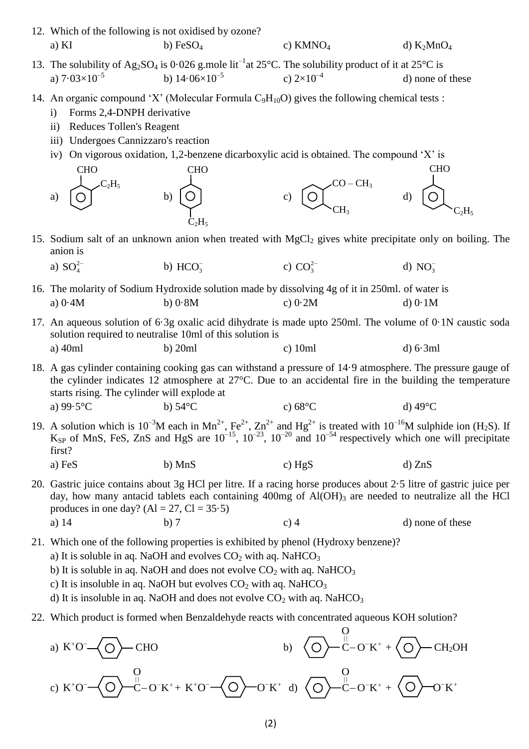12. Which of the following is not oxidised by ozone?

    a) KI  b) $FeSO_4$  c) $KMNO_4$  d) $K_2MnO_4$

13. The solubility of $Ag_2SO_4$ is 0·026 g.mole lit$^{-1}$at 25°C. The solubility product of it at 25°C is

    a) $7{\cdot}03\times10^{-5}$  b) $14{\cdot}06\times10^{-5}$  c) $2\times10^{-4}$  d) none of these

14. An organic compound 'X' (Molecular Formula $C_9H_{10}O$) gives the following chemical tests :

    i) Forms 2,4-DNPH derivative
    ii) Reduces Tollen's Reagent
    iii) Undergoes Cannizzaro's reaction
    iv) On vigorous oxidation, 1,2-benzene dicarboxylic acid is obtained. The compound 'X' is

    a) benzene ring with CHO and $C_2H_5$ at ortho positions  b) benzene ring with CHO and $C_2H_5$ at para positions  c) benzene ring with $CO-CH_3$ and $CH_3$ at ortho positions  d) benzene ring with CHO and $C_2H_5$ at meta positions

15. Sodium salt of an unknown anion when treated with $MgCl_2$ gives white precipitate only on boiling. The anion is

    a) $SO_4^{2-}$  b) $HCO_3^-$  c) $CO_3^{2-}$  d) $NO_3^-$

16. The molarity of Sodium Hydroxide solution made by dissolving 4g of it in 250ml. of water is

    a) 0·4M  b) 0·8M  c) 0·2M  d) 0·1M

17. An aqueous solution of 6·3g oxalic acid dihydrate is made upto 250ml. The volume of 0·1N caustic soda solution required to neutralise 10ml of this solution is

    a) 40ml  b) 20ml  c) 10ml  d) 6·3ml

18. A gas cylinder containing cooking gas can withstand a pressure of 14·9 atmosphere. The pressure gauge of the cylinder indicates 12 atmosphere at 27°C. Due to an accidental fire in the building the temperature starts rising. The cylinder will explode at

    a) 99·5°C  b) 54°C  c) 68°C  d) 49°C

19. A solution which is $10^{-3}$M each in $Mn^{2+}$, $Fe^{2+}$, $Zn^{2+}$ and $Hg^{2+}$ is treated with $10^{-16}$M sulphide ion ($H_2S$). If $K_{SP}$ of MnS, FeS, ZnS and HgS are $10^{-15}$, $10^{-23}$, $10^{-20}$ and $10^{-54}$ respectively which one will precipitate first?

    a) FeS  b) MnS  c) HgS  d) ZnS

20. Gastric juice contains about 3g HCl per litre. If a racing horse produces about 2·5 litre of gastric juice per day, how many antacid tablets each containing 400mg of $Al(OH)_3$ are needed to neutralize all the HCl produces in one day? (Al = 27, Cl = 35·5)

    a) 14  b) 7  c) 4  d) none of these

21. Which one of the following properties is exhibited by phenol (Hydroxy benzene)?

    a) It is soluble in aq. NaOH and evolves $CO_2$ with aq. $NaHCO_3$
    b) It is soluble in aq. NaOH and does not evolve $CO_2$ with aq. $NaHCO_3$
    c) It is insoluble in aq. NaOH but evolves $CO_2$ with aq. $NaHCO_3$
    d) It is insoluble in aq. NaOH and does not evolve $CO_2$ with aq. $NaHCO_3$

22. Which product is formed when Benzaldehyde reacts with concentrated aqueous KOH solution?

    a) $K^+O^-$–$C_6H_4$–CHO
    b) $C_6H_5$–$\overset{O}{\overset{||}{C}}$–$O^-K^+$ + $C_6H_5$–$CH_2OH$
    c) $K^+O^-$–$C_6H_4$–$\overset{O}{\overset{||}{C}}$–$O^-K^+$ + $K^+O^-$–$C_6H_4$–$O^-K^+$
    d) $C_6H_5$–$\overset{O}{\overset{||}{C}}$–$O^-K^+$ + $C_6H_5$–$O^-K^+$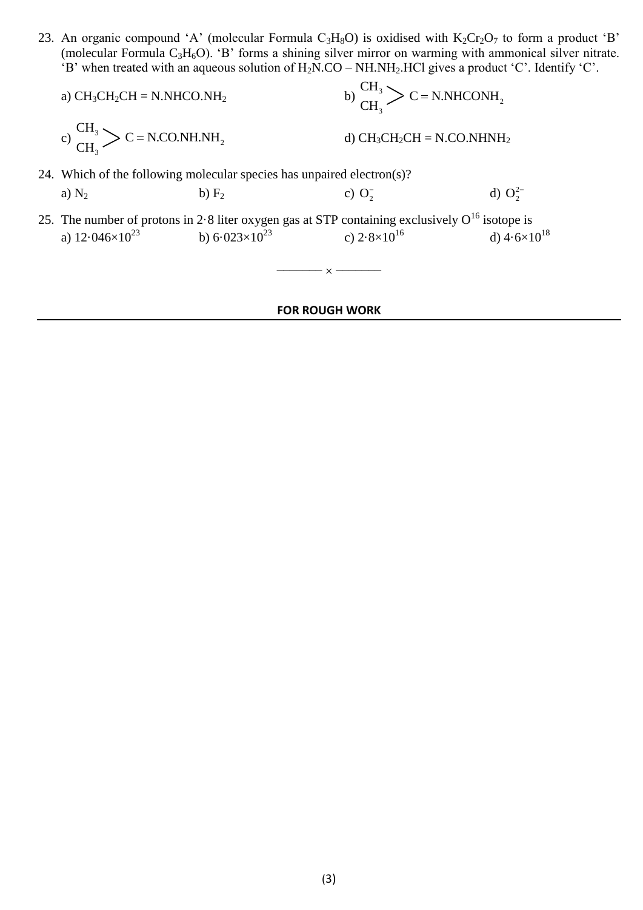23. An organic compound 'A' (molecular Formula $C_3H_8O$) is oxidised with $K_2Cr_2O_7$ to form a product 'B' (molecular Formula $C_3H_6O$). 'B' forms a shining silver mirror on warming with ammonical silver nitrate. 'B' when treated with an aqueous solution of $H_2N.CO-NH.NH_2.HCl$ gives a product 'C'. Identify 'C'.

   a) $CH_3CH_2CH = N.NHCO.NH_2$

   b) $\frac{CH_3}{CH_3}\!>\!C = N.NHCONH_2$

   c) $\frac{CH_3}{CH_3}\!>\!C = N.CO.NH.NH_2$

   d) $CH_3CH_2CH = N.CO.NHNH_2$

24. Which of the following molecular species has unpaired electron(s)?

   a) $N_2$ b) $F_2$ c) $O_2^-$ d) $O_2^{2-}$

25. The number of protons in 2·8 liter oxygen gas at STP containing exclusively $O^{16}$ isotope is

   a) $12{\cdot}046\times10^{23}$ b) $6{\cdot}023\times10^{23}$ c) $2{\cdot}8\times10^{16}$ d) $4{\cdot}6\times10^{18}$

———— × ————

**FOR ROUGH WORK**